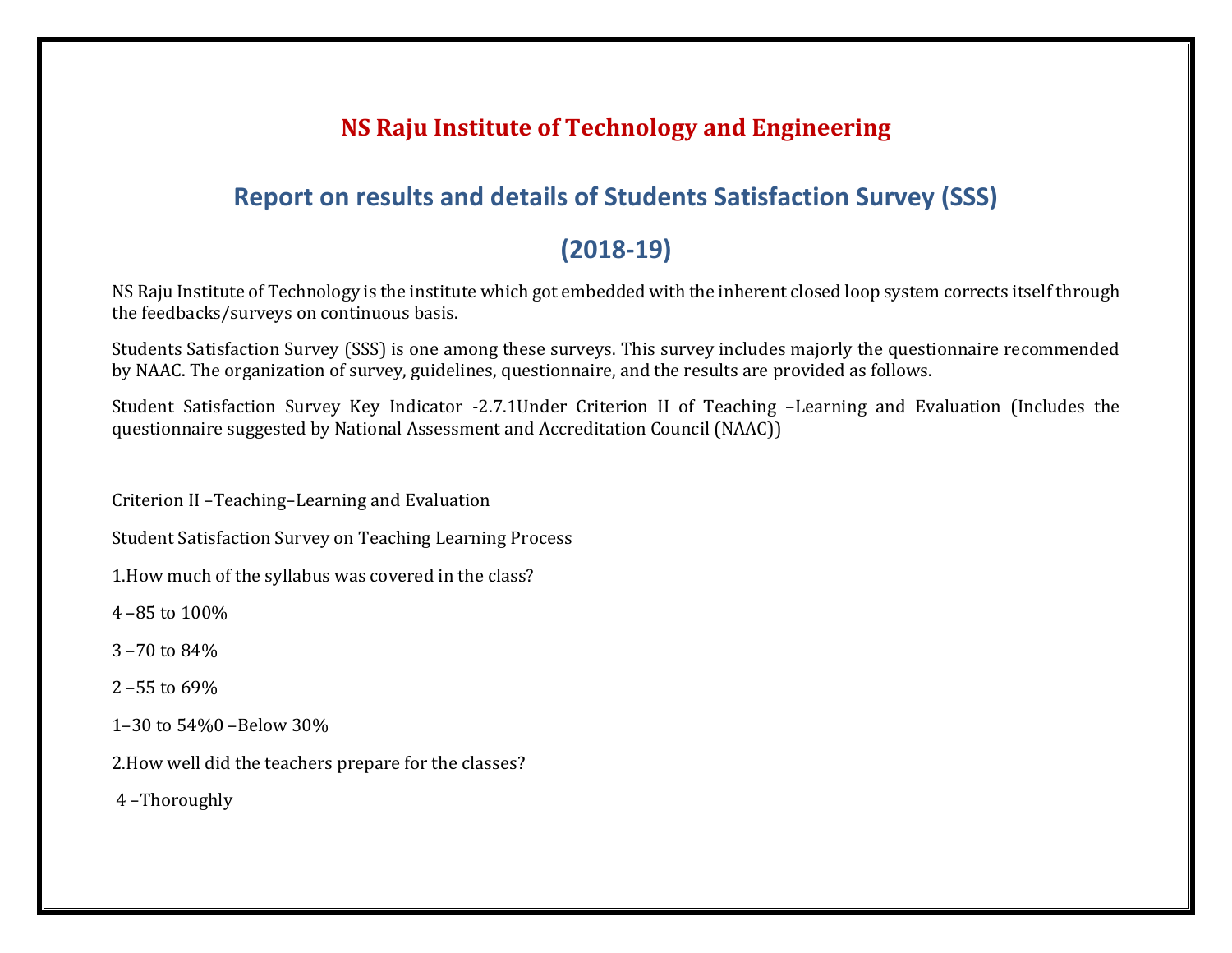# NS Raju Institute of Technology and Engineering

## Report on results and details of Students Satisfaction Survey (SSS)

## (2018-19)

NS Raju Institute of Technology is the institute which got embedded with the inherent closed loop system corrects itself through the feedbacks/surveys on continuous basis.

Students Satisfaction Survey (SSS) is one among these surveys. This survey includes majorly the questionnaire recommended by NAAC. The organization of survey, guidelines, questionnaire, and the results are provided as follows.

Student Satisfaction Survey Key Indicator -2.7.1Under Criterion II of Teaching –Learning and Evaluation (Includes the questionnaire suggested by National Assessment and Accreditation Council (NAAC))

Criterion II –Teaching–Learning and Evaluation

Student Satisfaction Survey on Teaching Learning Process

1.How much of the syllabus was covered in the class?

4 –85 to 100%

3 –70 to 84%

2 –55 to 69%

1–30 to 54%0 –Below 30%

2.How well did the teachers prepare for the classes?

4 –Thoroughly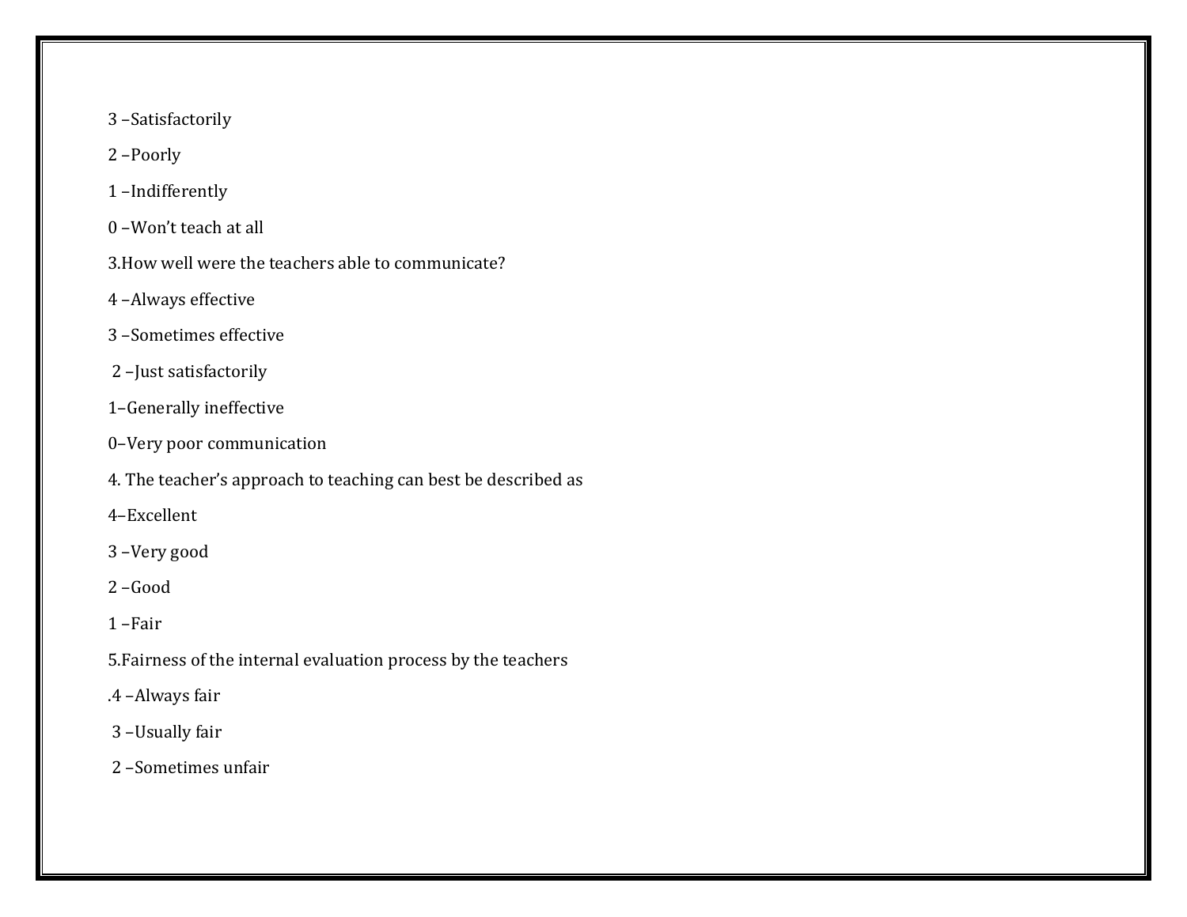3 –Satisfactorily

2 –Poorly

1 –Indifferently

0 –Won't teach at all

3.How well were the teachers able to communicate?

4 –Always effective

3 –Sometimes effective

2 –Just satisfactorily

1–Generally ineffective

0–Very poor communication

4. The teacher's approach to teaching can best be described as

4–Excellent

3 –Very good

2 –Good

1 –Fair

5.Fairness of the internal evaluation process by the teachers

.4 –Always fair

3 –Usually fair

2 –Sometimes unfair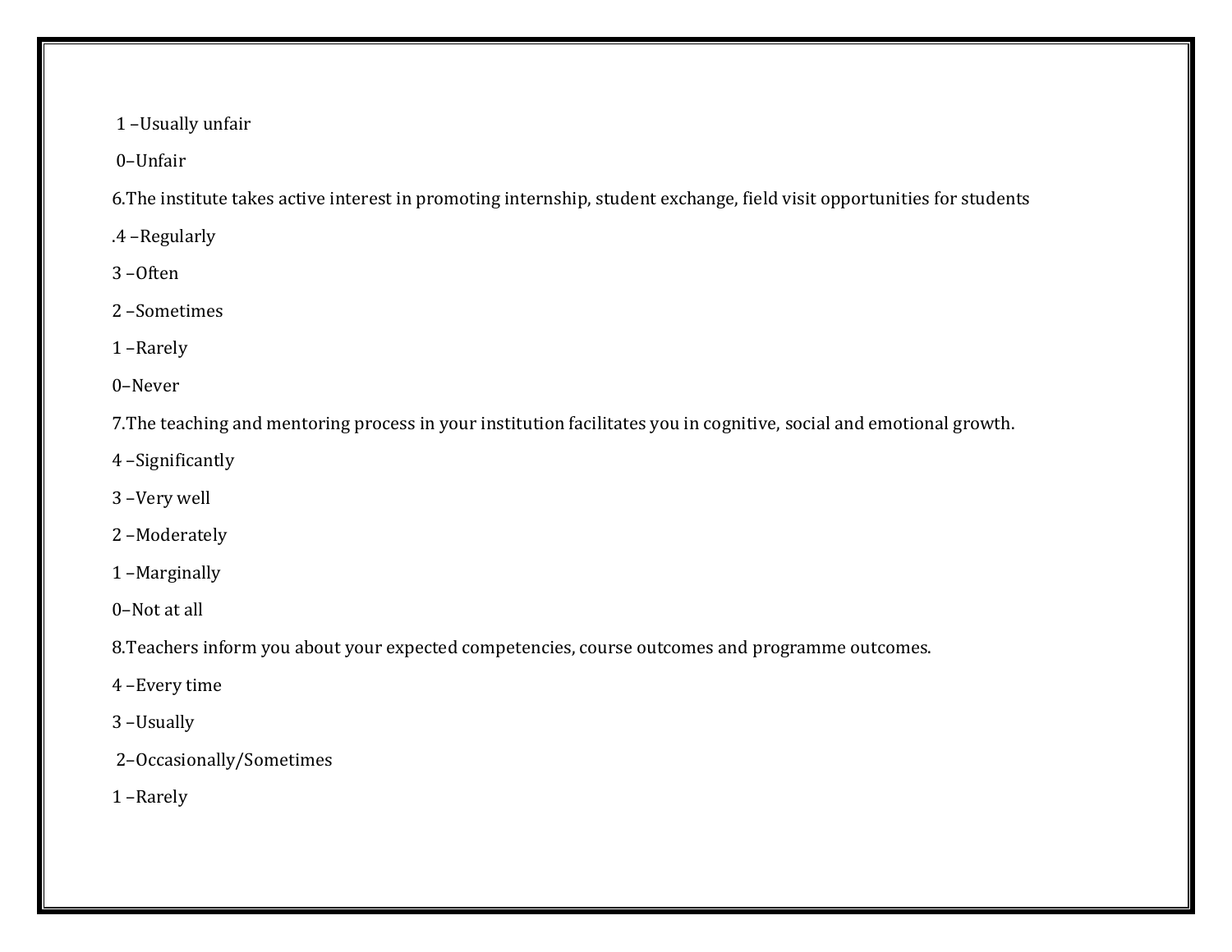1 –Usually unfair

0–Unfair

6.The institute takes active interest in promoting internship, student exchange, field visit opportunities for students

.4 –Regularly

3 –Often

2 –Sometimes

1 –Rarely

0–Never

7.The teaching and mentoring process in your institution facilitates you in cognitive, social and emotional growth.

4 –Significantly

3 –Very well

2 –Moderately

1 –Marginally

0–Not at all

8.Teachers inform you about your expected competencies, course outcomes and programme outcomes.

4 –Every time

3 –Usually

2–Occasionally/Sometimes

1 –Rarely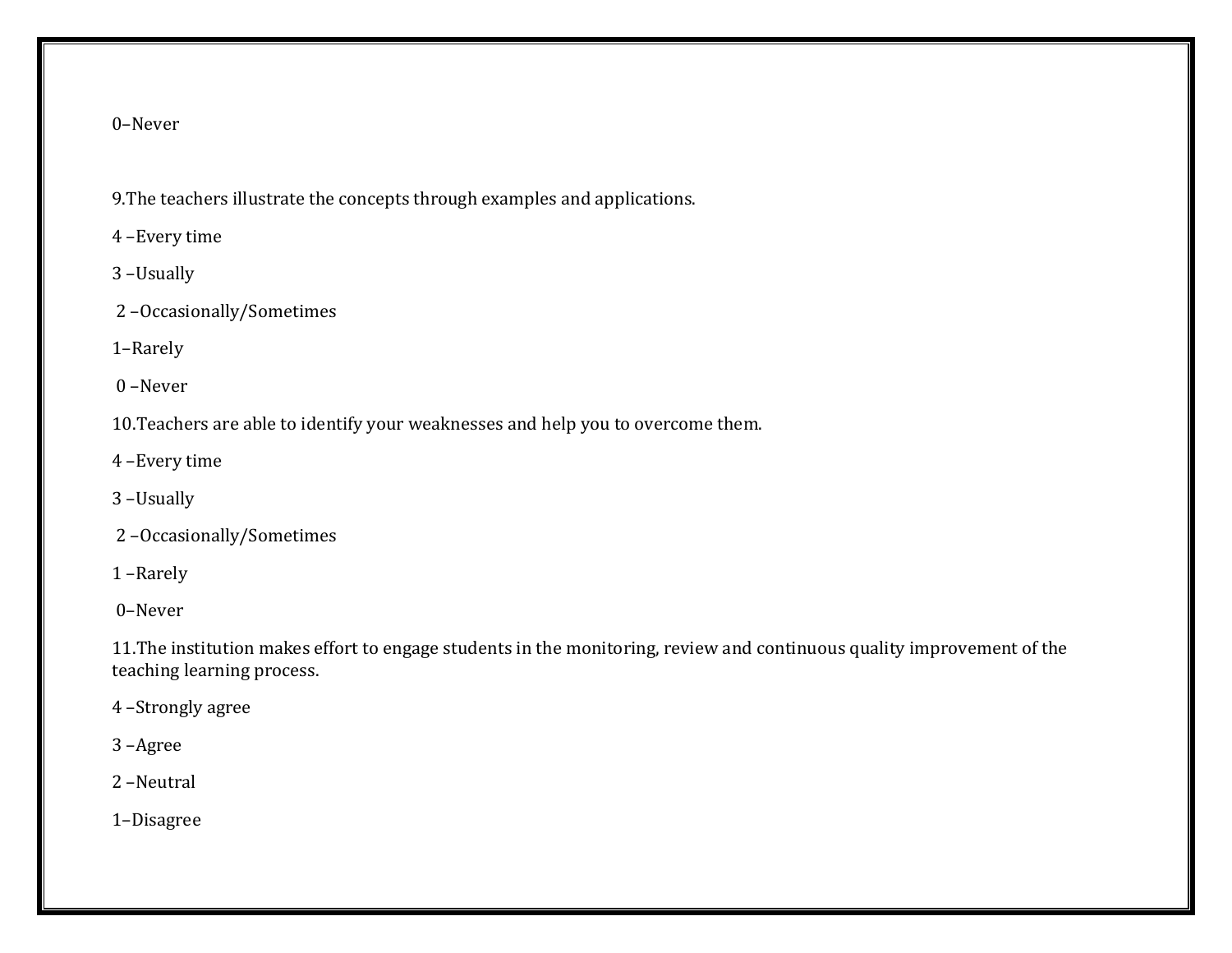0–Never

9.The teachers illustrate the concepts through examples and applications.

4 –Every time

3 –Usually

2 –Occasionally/Sometimes

1–Rarely

0 –Never

10.Teachers are able to identify your weaknesses and help you to overcome them.

4 –Every time

3 –Usually

2 –Occasionally/Sometimes

1 –Rarely

0–Never

11.The institution makes effort to engage students in the monitoring, review and continuous quality improvement of the teaching learning process.

4 –Strongly agree

3 –Agree

2 –Neutral

1–Disagree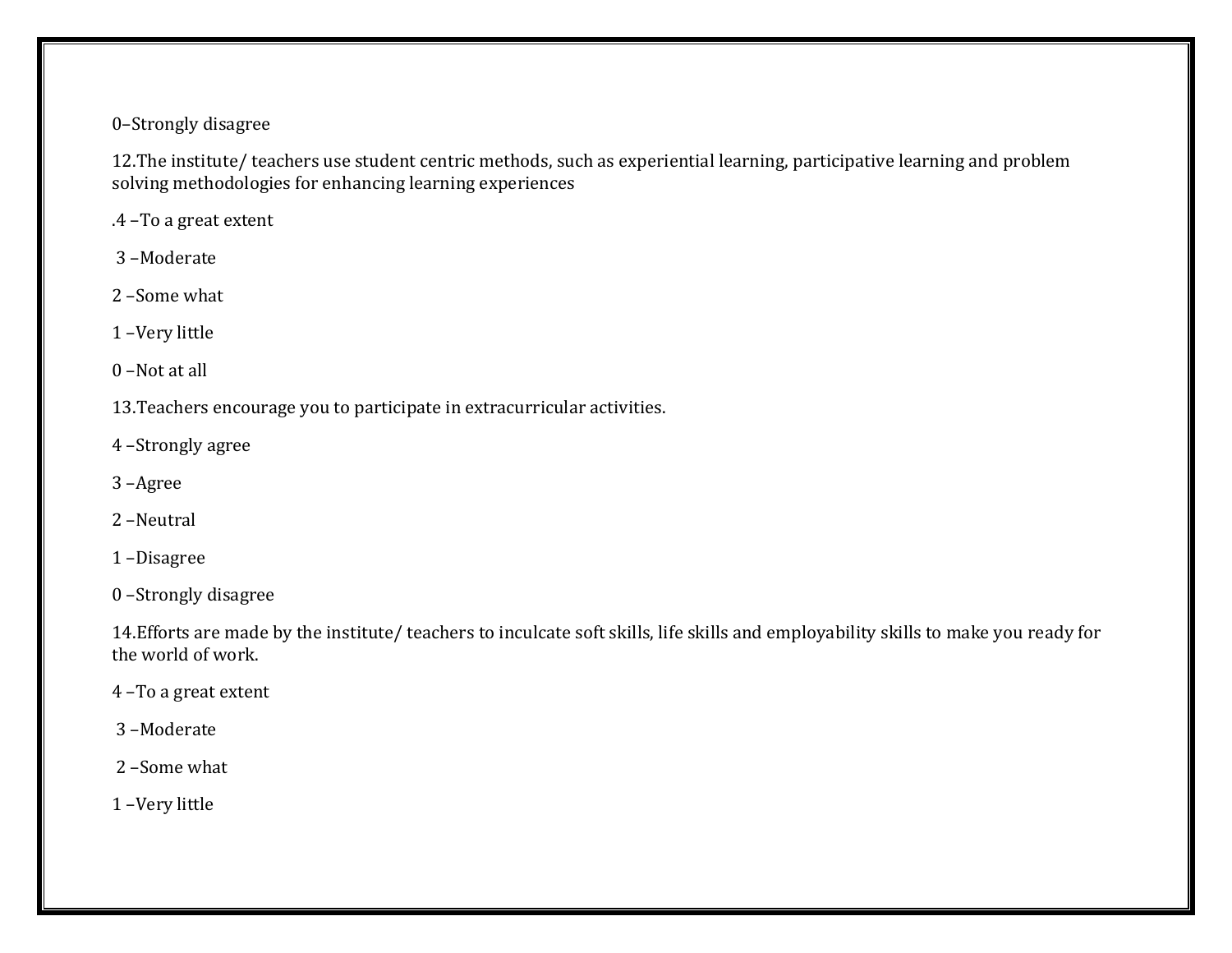0–Strongly disagree

12.The institute/ teachers use student centric methods, such as experiential learning, participative learning and problem solving methodologies for enhancing learning experiences

.4 –To a great extent

3 –Moderate

2 –Some what

1 –Very little

0 –Not at all

13.Teachers encourage you to participate in extracurricular activities.

4 –Strongly agree

3 –Agree

2 –Neutral

1 –Disagree

0 –Strongly disagree

14.Efforts are made by the institute/ teachers to inculcate soft skills, life skills and employability skills to make you ready for the world of work.

4 –To a great extent

3 –Moderate

2 –Some what

1 –Very little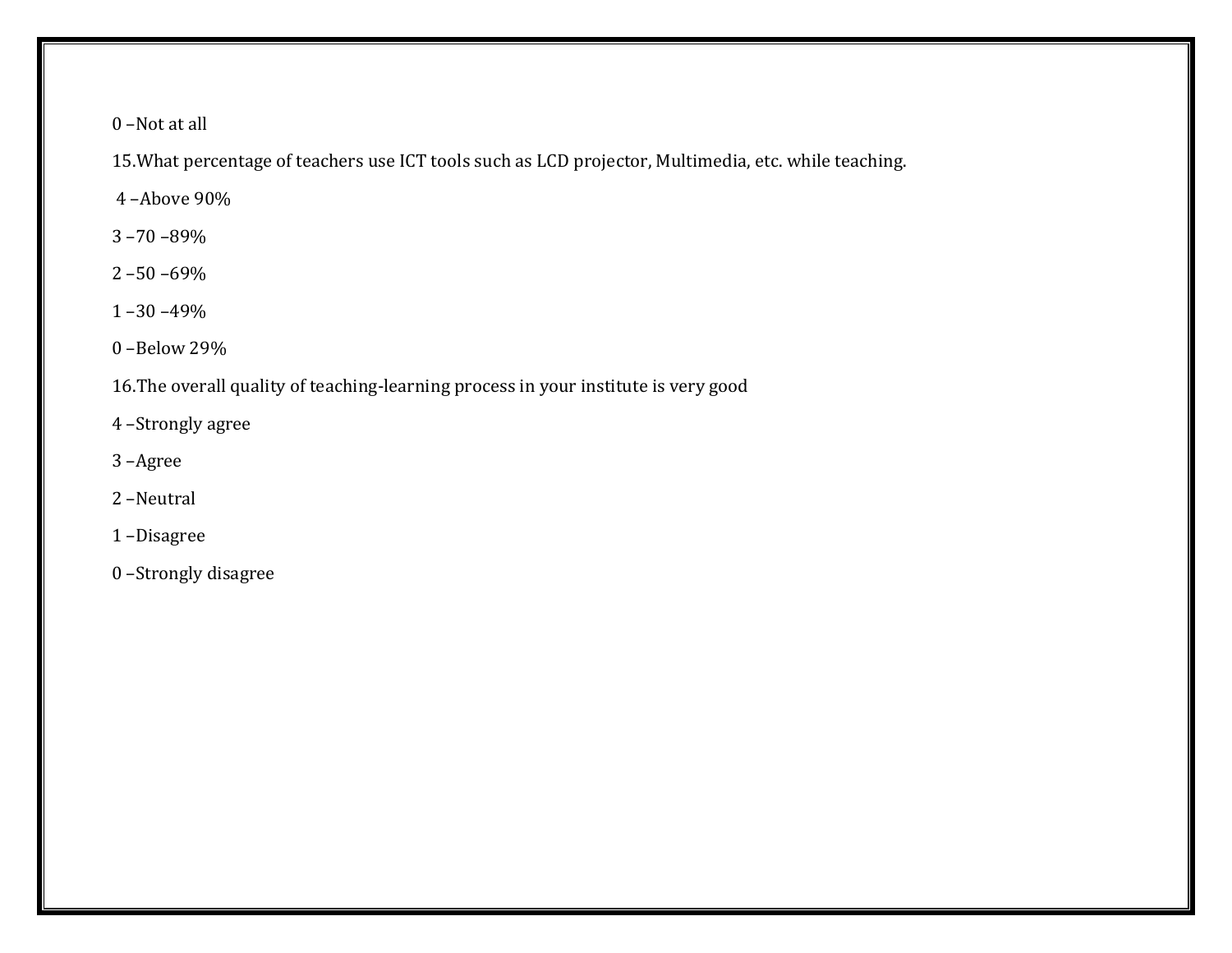0 –Not at all

15.What percentage of teachers use ICT tools such as LCD projector, Multimedia, etc. while teaching.

4 –Above 90%

3 –70 –89%

2 –50 –69%

1 –30 –49%

0 –Below 29%

16.The overall quality of teaching-learning process in your institute is very good

4 –Strongly agree

3 –Agree

2 –Neutral

1 –Disagree

0 –Strongly disagree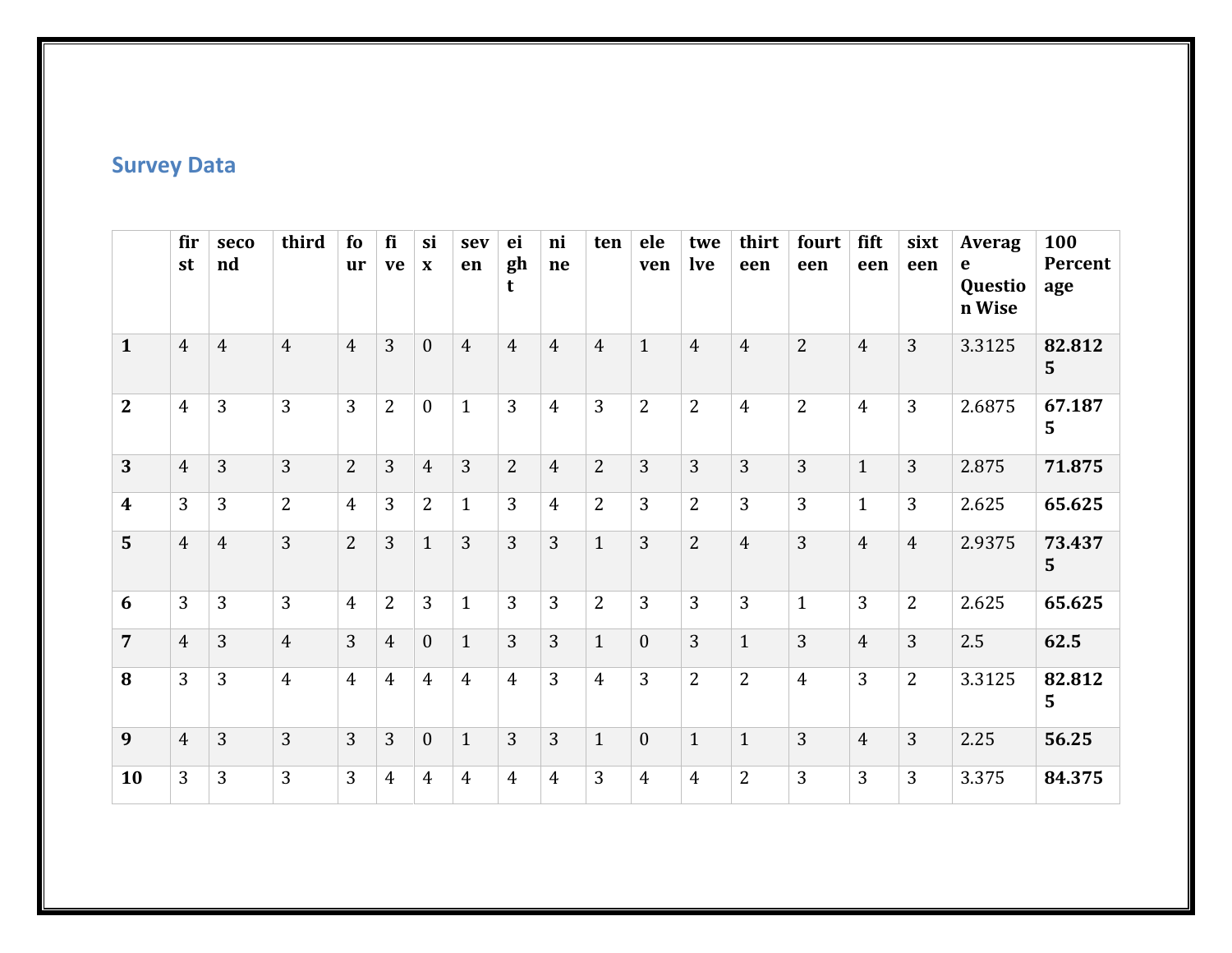## Survey Data

| | first | second | third | four | five | six | seven | eight | nine | ten | eleven | twelve | thirteen | fourteen | fifteen | sixteen | Average Question Wise | 100 Percentage |
|---|---|---|---|---|---|---|---|---|---|---|---|---|---|---|---|---|---|---|
| **1** | 4 | 4 | 4 | 4 | 3 | 0 | 4 | 4 | 4 | 4 | 1 | 4 | 4 | 2 | 4 | 3 | 3.3125 | **82.8125** |
| **2** | 4 | 3 | 3 | 3 | 2 | 0 | 1 | 3 | 4 | 3 | 2 | 2 | 4 | 2 | 4 | 3 | 2.6875 | **67.1875** |
| **3** | 4 | 3 | 3 | 2 | 3 | 4 | 3 | 2 | 4 | 2 | 3 | 3 | 3 | 3 | 1 | 3 | 2.875 | **71.875** |
| **4** | 3 | 3 | 2 | 4 | 3 | 2 | 1 | 3 | 4 | 2 | 3 | 2 | 3 | 3 | 1 | 3 | 2.625 | **65.625** |
| **5** | 4 | 4 | 3 | 2 | 3 | 1 | 3 | 3 | 3 | 1 | 3 | 2 | 4 | 3 | 4 | 4 | 2.9375 | **73.4375** |
| **6** | 3 | 3 | 3 | 4 | 2 | 3 | 1 | 3 | 3 | 2 | 3 | 3 | 3 | 1 | 3 | 2 | 2.625 | **65.625** |
| **7** | 4 | 3 | 4 | 3 | 4 | 0 | 1 | 3 | 3 | 1 | 0 | 3 | 1 | 3 | 4 | 3 | 2.5 | **62.5** |
| **8** | 3 | 3 | 4 | 4 | 4 | 4 | 4 | 4 | 3 | 4 | 3 | 2 | 2 | 4 | 3 | 2 | 3.3125 | **82.8125** |
| **9** | 4 | 3 | 3 | 3 | 3 | 0 | 1 | 3 | 3 | 1 | 0 | 1 | 1 | 3 | 4 | 3 | 2.25 | **56.25** |
| **10** | 3 | 3 | 3 | 3 | 4 | 4 | 4 | 4 | 4 | 3 | 4 | 4 | 2 | 3 | 3 | 3 | 3.375 | **84.375** |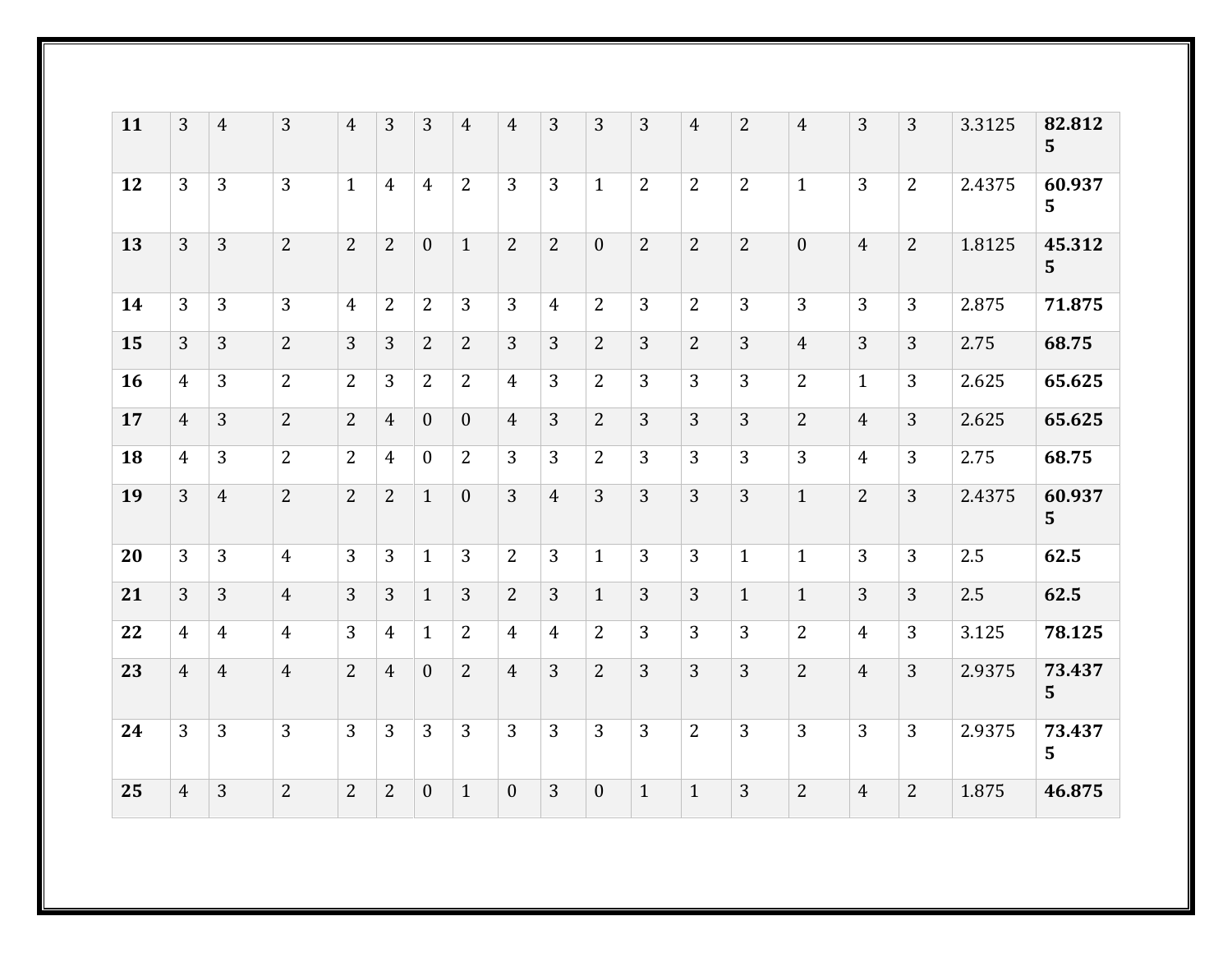| | | | | | | | | | | | | | | | | | | |
|---|---|---|---|---|---|---|---|---|---|---|---|---|---|---|---|---|---|---|
| **11** | 3 | 4 | 3 | 4 | 3 | 3 | 4 | 4 | 3 | 3 | 3 | 4 | 2 | 4 | 3 | 3 | 3.3125 | **82.8125** |
| **12** | 3 | 3 | 3 | 1 | 4 | 4 | 2 | 3 | 3 | 1 | 2 | 2 | 2 | 1 | 3 | 2 | 2.4375 | **60.9375** |
| **13** | 3 | 3 | 2 | 2 | 2 | 0 | 1 | 2 | 2 | 0 | 2 | 2 | 2 | 0 | 4 | 2 | 1.8125 | **45.3125** |
| **14** | 3 | 3 | 3 | 4 | 2 | 2 | 3 | 3 | 4 | 2 | 3 | 2 | 3 | 3 | 3 | 3 | 2.875 | **71.875** |
| **15** | 3 | 3 | 2 | 3 | 3 | 2 | 2 | 3 | 3 | 2 | 3 | 2 | 3 | 4 | 3 | 3 | 2.75 | **68.75** |
| **16** | 4 | 3 | 2 | 2 | 3 | 2 | 2 | 4 | 3 | 2 | 3 | 3 | 3 | 2 | 1 | 3 | 2.625 | **65.625** |
| **17** | 4 | 3 | 2 | 2 | 4 | 0 | 0 | 4 | 3 | 2 | 3 | 3 | 3 | 2 | 4 | 3 | 2.625 | **65.625** |
| **18** | 4 | 3 | 2 | 2 | 4 | 0 | 2 | 3 | 3 | 2 | 3 | 3 | 3 | 3 | 4 | 3 | 2.75 | **68.75** |
| **19** | 3 | 4 | 2 | 2 | 2 | 1 | 0 | 3 | 4 | 3 | 3 | 3 | 3 | 1 | 2 | 3 | 2.4375 | **60.9375** |
| **20** | 3 | 3 | 4 | 3 | 3 | 1 | 3 | 2 | 3 | 1 | 3 | 3 | 1 | 1 | 3 | 3 | 2.5 | **62.5** |
| **21** | 3 | 3 | 4 | 3 | 3 | 1 | 3 | 2 | 3 | 1 | 3 | 3 | 1 | 1 | 3 | 3 | 2.5 | **62.5** |
| **22** | 4 | 4 | 4 | 3 | 4 | 1 | 2 | 4 | 4 | 2 | 3 | 3 | 3 | 2 | 4 | 3 | 3.125 | **78.125** |
| **23** | 4 | 4 | 4 | 2 | 4 | 0 | 2 | 4 | 3 | 2 | 3 | 3 | 3 | 2 | 4 | 3 | 2.9375 | **73.4375** |
| **24** | 3 | 3 | 3 | 3 | 3 | 3 | 3 | 3 | 3 | 3 | 3 | 2 | 3 | 3 | 3 | 3 | 2.9375 | **73.4375** |
| **25** | 4 | 3 | 2 | 2 | 2 | 0 | 1 | 0 | 3 | 0 | 1 | 1 | 3 | 2 | 4 | 2 | 1.875 | **46.875** |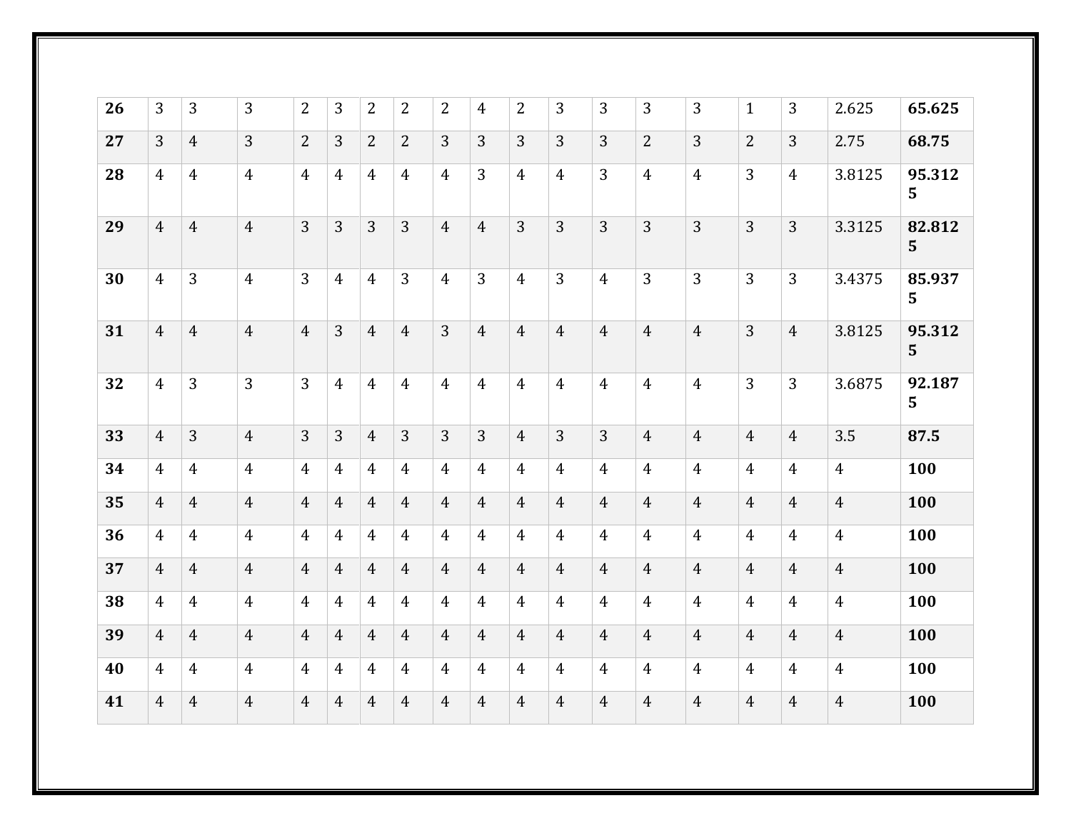| **26** | 3 | 3 | 3 | 2 | 3 | 2 | 2 | 2 | 4 | 2 | 3 | 3 | 3 | 3 | 1 | 3 | 2.625 | **65.625** |
|---|---|---|---|---|---|---|---|---|---|---|---|---|---|---|---|---|---|---|
| **27** | 3 | 4 | 3 | 2 | 3 | 2 | 2 | 3 | 3 | 3 | 3 | 3 | 2 | 3 | 2 | 3 | 2.75 | **68.75** |
| **28** | 4 | 4 | 4 | 4 | 4 | 4 | 4 | 4 | 3 | 4 | 4 | 3 | 4 | 4 | 3 | 4 | 3.8125 | **95.3125** |
| **29** | 4 | 4 | 4 | 3 | 3 | 3 | 3 | 4 | 4 | 3 | 3 | 3 | 3 | 3 | 3 | 3 | 3.3125 | **82.8125** |
| **30** | 4 | 3 | 4 | 3 | 4 | 4 | 3 | 4 | 3 | 4 | 3 | 4 | 3 | 3 | 3 | 3 | 3.4375 | **85.9375** |
| **31** | 4 | 4 | 4 | 4 | 3 | 4 | 4 | 3 | 4 | 4 | 4 | 4 | 4 | 4 | 3 | 4 | 3.8125 | **95.3125** |
| **32** | 4 | 3 | 3 | 3 | 4 | 4 | 4 | 4 | 4 | 4 | 4 | 4 | 4 | 4 | 3 | 3 | 3.6875 | **92.1875** |
| **33** | 4 | 3 | 4 | 3 | 3 | 4 | 3 | 3 | 3 | 4 | 3 | 3 | 4 | 4 | 4 | 4 | 3.5 | **87.5** |
| **34** | 4 | 4 | 4 | 4 | 4 | 4 | 4 | 4 | 4 | 4 | 4 | 4 | 4 | 4 | 4 | 4 | 4 | **100** |
| **35** | 4 | 4 | 4 | 4 | 4 | 4 | 4 | 4 | 4 | 4 | 4 | 4 | 4 | 4 | 4 | 4 | 4 | **100** |
| **36** | 4 | 4 | 4 | 4 | 4 | 4 | 4 | 4 | 4 | 4 | 4 | 4 | 4 | 4 | 4 | 4 | 4 | **100** |
| **37** | 4 | 4 | 4 | 4 | 4 | 4 | 4 | 4 | 4 | 4 | 4 | 4 | 4 | 4 | 4 | 4 | 4 | **100** |
| **38** | 4 | 4 | 4 | 4 | 4 | 4 | 4 | 4 | 4 | 4 | 4 | 4 | 4 | 4 | 4 | 4 | 4 | **100** |
| **39** | 4 | 4 | 4 | 4 | 4 | 4 | 4 | 4 | 4 | 4 | 4 | 4 | 4 | 4 | 4 | 4 | 4 | **100** |
| **40** | 4 | 4 | 4 | 4 | 4 | 4 | 4 | 4 | 4 | 4 | 4 | 4 | 4 | 4 | 4 | 4 | 4 | **100** |
| **41** | 4 | 4 | 4 | 4 | 4 | 4 | 4 | 4 | 4 | 4 | 4 | 4 | 4 | 4 | 4 | 4 | 4 | **100** |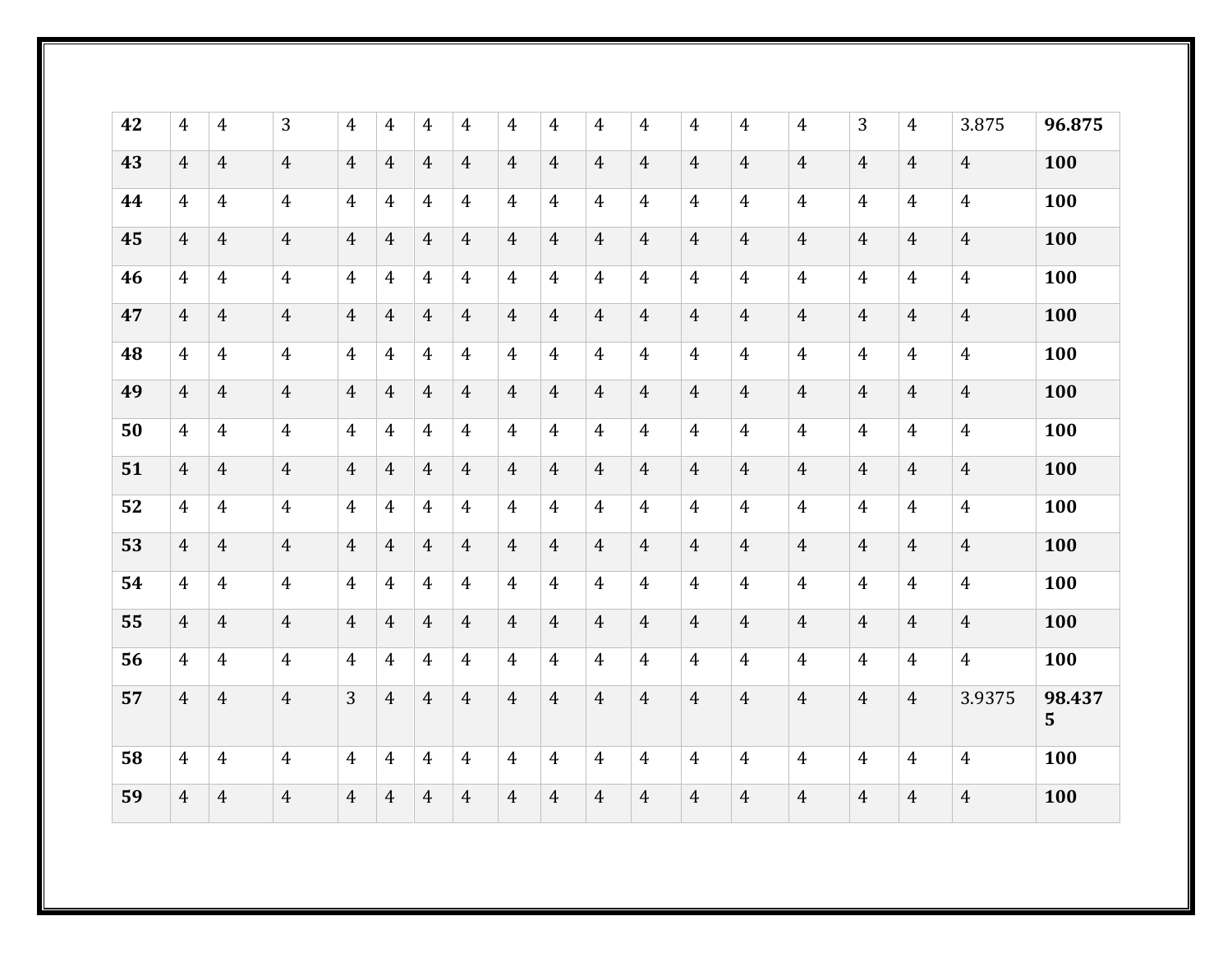| **42** | 4 | 4 | 3 | 4 | 4 | 4 | 4 | 4 | 4 | 4 | 4 | 4 | 4 | 4 | 3 | 4 | 3.875 | **96.875** |
|---|---|---|---|---|---|---|---|---|---|---|---|---|---|---|---|---|---|---|
| **43** | 4 | 4 | 4 | 4 | 4 | 4 | 4 | 4 | 4 | 4 | 4 | 4 | 4 | 4 | 4 | 4 | 4 | **100** |
| **44** | 4 | 4 | 4 | 4 | 4 | 4 | 4 | 4 | 4 | 4 | 4 | 4 | 4 | 4 | 4 | 4 | 4 | **100** |
| **45** | 4 | 4 | 4 | 4 | 4 | 4 | 4 | 4 | 4 | 4 | 4 | 4 | 4 | 4 | 4 | 4 | 4 | **100** |
| **46** | 4 | 4 | 4 | 4 | 4 | 4 | 4 | 4 | 4 | 4 | 4 | 4 | 4 | 4 | 4 | 4 | 4 | **100** |
| **47** | 4 | 4 | 4 | 4 | 4 | 4 | 4 | 4 | 4 | 4 | 4 | 4 | 4 | 4 | 4 | 4 | 4 | **100** |
| **48** | 4 | 4 | 4 | 4 | 4 | 4 | 4 | 4 | 4 | 4 | 4 | 4 | 4 | 4 | 4 | 4 | 4 | **100** |
| **49** | 4 | 4 | 4 | 4 | 4 | 4 | 4 | 4 | 4 | 4 | 4 | 4 | 4 | 4 | 4 | 4 | 4 | **100** |
| **50** | 4 | 4 | 4 | 4 | 4 | 4 | 4 | 4 | 4 | 4 | 4 | 4 | 4 | 4 | 4 | 4 | 4 | **100** |
| **51** | 4 | 4 | 4 | 4 | 4 | 4 | 4 | 4 | 4 | 4 | 4 | 4 | 4 | 4 | 4 | 4 | 4 | **100** |
| **52** | 4 | 4 | 4 | 4 | 4 | 4 | 4 | 4 | 4 | 4 | 4 | 4 | 4 | 4 | 4 | 4 | 4 | **100** |
| **53** | 4 | 4 | 4 | 4 | 4 | 4 | 4 | 4 | 4 | 4 | 4 | 4 | 4 | 4 | 4 | 4 | 4 | **100** |
| **54** | 4 | 4 | 4 | 4 | 4 | 4 | 4 | 4 | 4 | 4 | 4 | 4 | 4 | 4 | 4 | 4 | 4 | **100** |
| **55** | 4 | 4 | 4 | 4 | 4 | 4 | 4 | 4 | 4 | 4 | 4 | 4 | 4 | 4 | 4 | 4 | 4 | **100** |
| **56** | 4 | 4 | 4 | 4 | 4 | 4 | 4 | 4 | 4 | 4 | 4 | 4 | 4 | 4 | 4 | 4 | 4 | **100** |
| **57** | 4 | 4 | 4 | 3 | 4 | 4 | 4 | 4 | 4 | 4 | 4 | 4 | 4 | 4 | 4 | 4 | 3.9375 | **98.4375** |
| **58** | 4 | 4 | 4 | 4 | 4 | 4 | 4 | 4 | 4 | 4 | 4 | 4 | 4 | 4 | 4 | 4 | 4 | **100** |
| **59** | 4 | 4 | 4 | 4 | 4 | 4 | 4 | 4 | 4 | 4 | 4 | 4 | 4 | 4 | 4 | 4 | 4 | **100** |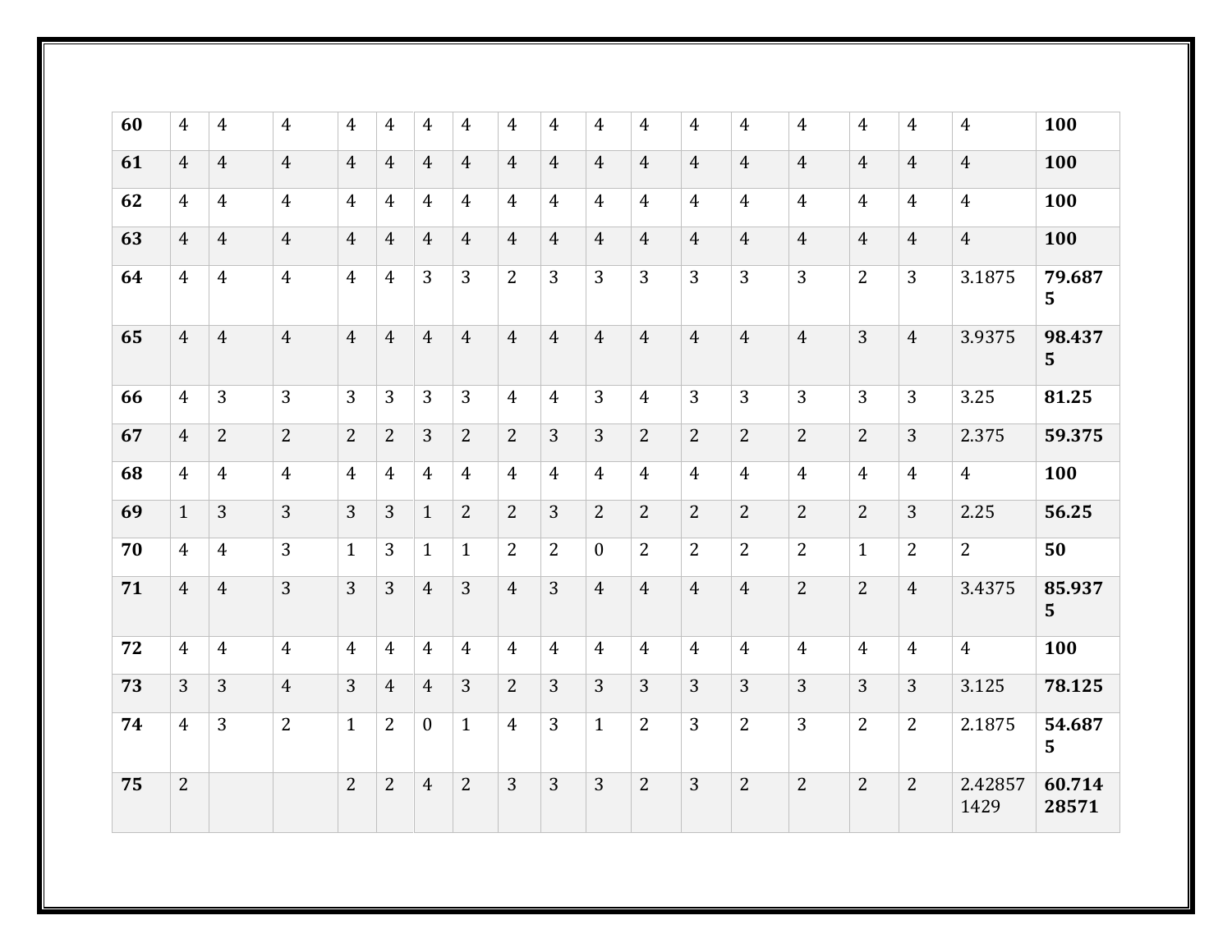| **60** | 4 | 4 | 4 | 4 | 4 | 4 | 4 | 4 | 4 | 4 | 4 | 4 | 4 | 4 | 4 | 4 | 4 | **100** |
|---|---|---|---|---|---|---|---|---|---|---|---|---|---|---|---|---|---|---|
| **61** | 4 | 4 | 4 | 4 | 4 | 4 | 4 | 4 | 4 | 4 | 4 | 4 | 4 | 4 | 4 | 4 | 4 | **100** |
| **62** | 4 | 4 | 4 | 4 | 4 | 4 | 4 | 4 | 4 | 4 | 4 | 4 | 4 | 4 | 4 | 4 | 4 | **100** |
| **63** | 4 | 4 | 4 | 4 | 4 | 4 | 4 | 4 | 4 | 4 | 4 | 4 | 4 | 4 | 4 | 4 | 4 | **100** |
| **64** | 4 | 4 | 4 | 4 | 4 | 3 | 3 | 2 | 3 | 3 | 3 | 3 | 3 | 3 | 2 | 3 | 3.1875 | **79.6875** |
| **65** | 4 | 4 | 4 | 4 | 4 | 4 | 4 | 4 | 4 | 4 | 4 | 4 | 4 | 4 | 3 | 4 | 3.9375 | **98.4375** |
| **66** | 4 | 3 | 3 | 3 | 3 | 3 | 3 | 4 | 4 | 3 | 4 | 3 | 3 | 3 | 3 | 3 | 3.25 | **81.25** |
| **67** | 4 | 2 | 2 | 2 | 2 | 3 | 2 | 2 | 3 | 3 | 2 | 2 | 2 | 2 | 2 | 3 | 2.375 | **59.375** |
| **68** | 4 | 4 | 4 | 4 | 4 | 4 | 4 | 4 | 4 | 4 | 4 | 4 | 4 | 4 | 4 | 4 | 4 | **100** |
| **69** | 1 | 3 | 3 | 3 | 3 | 1 | 2 | 2 | 3 | 2 | 2 | 2 | 2 | 2 | 2 | 3 | 2.25 | **56.25** |
| **70** | 4 | 4 | 3 | 1 | 3 | 1 | 1 | 2 | 2 | 0 | 2 | 2 | 2 | 2 | 1 | 2 | 2 | **50** |
| **71** | 4 | 4 | 3 | 3 | 3 | 4 | 3 | 4 | 3 | 4 | 4 | 4 | 4 | 2 | 2 | 4 | 3.4375 | **85.9375** |
| **72** | 4 | 4 | 4 | 4 | 4 | 4 | 4 | 4 | 4 | 4 | 4 | 4 | 4 | 4 | 4 | 4 | 4 | **100** |
| **73** | 3 | 3 | 4 | 3 | 4 | 4 | 3 | 2 | 3 | 3 | 3 | 3 | 3 | 3 | 3 | 3 | 3.125 | **78.125** |
| **74** | 4 | 3 | 2 | 1 | 2 | 0 | 1 | 4 | 3 | 1 | 2 | 3 | 2 | 3 | 2 | 2 | 2.1875 | **54.6875** |
| **75** | 2 | | | 2 | 2 | 4 | 2 | 3 | 3 | 3 | 2 | 3 | 2 | 2 | 2 | 2 | 2.428571429 | **60.71428571** |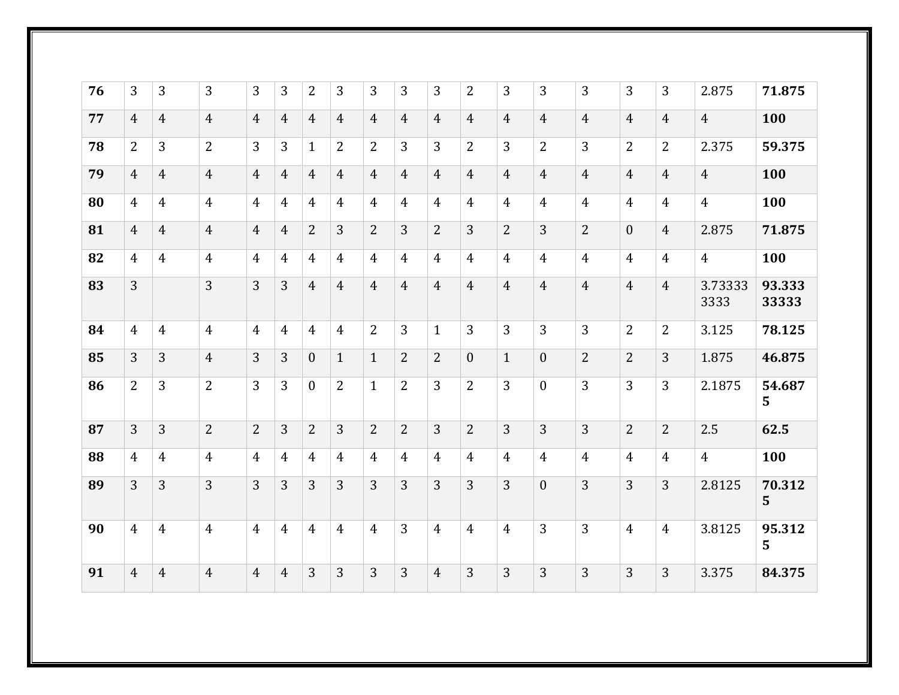| **76** | 3 | 3 | 3 | 3 | 3 | 2 | 3 | 3 | 3 | 3 | 2 | 3 | 3 | 3 | 3 | 3 | 2.875 | **71.875** |
|---|---|---|---|---|---|---|---|---|---|---|---|---|---|---|---|---|---|---|
| **77** | 4 | 4 | 4 | 4 | 4 | 4 | 4 | 4 | 4 | 4 | 4 | 4 | 4 | 4 | 4 | 4 | 4 | **100** |
| **78** | 2 | 3 | 2 | 3 | 3 | 1 | 2 | 2 | 3 | 3 | 2 | 3 | 2 | 3 | 2 | 2 | 2.375 | **59.375** |
| **79** | 4 | 4 | 4 | 4 | 4 | 4 | 4 | 4 | 4 | 4 | 4 | 4 | 4 | 4 | 4 | 4 | 4 | **100** |
| **80** | 4 | 4 | 4 | 4 | 4 | 4 | 4 | 4 | 4 | 4 | 4 | 4 | 4 | 4 | 4 | 4 | 4 | **100** |
| **81** | 4 | 4 | 4 | 4 | 4 | 2 | 3 | 2 | 3 | 2 | 3 | 2 | 3 | 2 | 0 | 4 | 2.875 | **71.875** |
| **82** | 4 | 4 | 4 | 4 | 4 | 4 | 4 | 4 | 4 | 4 | 4 | 4 | 4 | 4 | 4 | 4 | 4 | **100** |
| **83** | 3 | | 3 | 3 | 3 | 4 | 4 | 4 | 4 | 4 | 4 | 4 | 4 | 4 | 4 | 4 | 3.733333333 | **93.33333333** |
| **84** | 4 | 4 | 4 | 4 | 4 | 4 | 4 | 2 | 3 | 1 | 3 | 3 | 3 | 3 | 2 | 2 | 3.125 | **78.125** |
| **85** | 3 | 3 | 4 | 3 | 3 | 0 | 1 | 1 | 2 | 2 | 0 | 1 | 0 | 2 | 2 | 3 | 1.875 | **46.875** |
| **86** | 2 | 3 | 2 | 3 | 3 | 0 | 2 | 1 | 2 | 3 | 2 | 3 | 0 | 3 | 3 | 3 | 2.1875 | **54.6875** |
| **87** | 3 | 3 | 2 | 2 | 3 | 2 | 3 | 2 | 2 | 3 | 2 | 3 | 3 | 3 | 2 | 2 | 2.5 | **62.5** |
| **88** | 4 | 4 | 4 | 4 | 4 | 4 | 4 | 4 | 4 | 4 | 4 | 4 | 4 | 4 | 4 | 4 | 4 | **100** |
| **89** | 3 | 3 | 3 | 3 | 3 | 3 | 3 | 3 | 3 | 3 | 3 | 3 | 0 | 3 | 3 | 3 | 2.8125 | **70.3125** |
| **90** | 4 | 4 | 4 | 4 | 4 | 4 | 4 | 4 | 3 | 4 | 4 | 4 | 3 | 3 | 4 | 4 | 3.8125 | **95.3125** |
| **91** | 4 | 4 | 4 | 4 | 4 | 3 | 3 | 3 | 3 | 4 | 3 | 3 | 3 | 3 | 3 | 3 | 3.375 | **84.375** |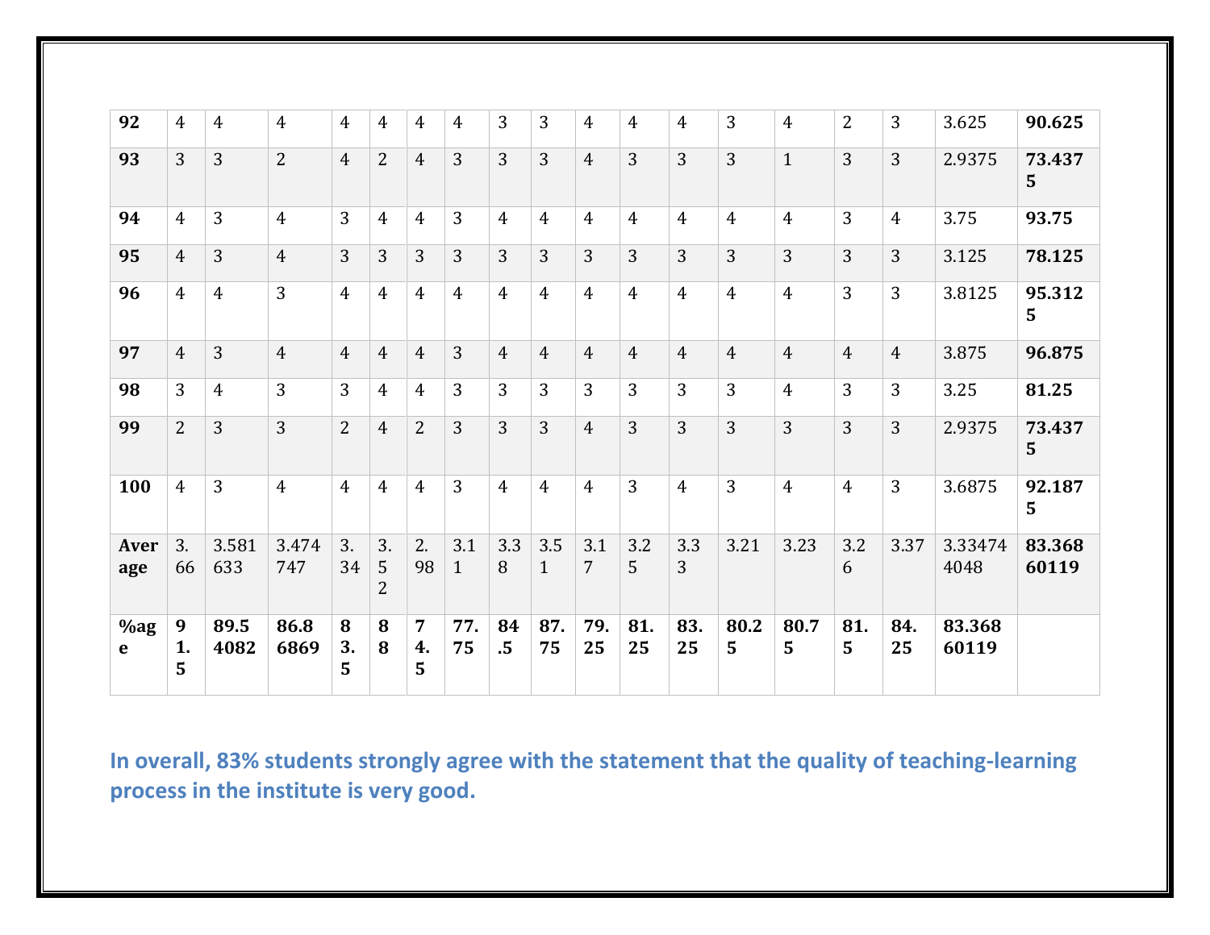| | | | | | | | | | | | | | | | | | | |
|---|---|---|---|---|---|---|---|---|---|---|---|---|---|---|---|---|---|---|
| **92** | 4 | 4 | 4 | 4 | 4 | 4 | 4 | 3 | 3 | 4 | 4 | 4 | 3 | 4 | 2 | 3 | 3.625 | **90.625** |
| **93** | 3 | 3 | 2 | 4 | 2 | 4 | 3 | 3 | 3 | 4 | 3 | 3 | 3 | 1 | 3 | 3 | 2.9375 | **73.4375** |
| **94** | 4 | 3 | 4 | 3 | 4 | 4 | 3 | 4 | 4 | 4 | 4 | 4 | 4 | 4 | 3 | 4 | 3.75 | **93.75** |
| **95** | 4 | 3 | 4 | 3 | 3 | 3 | 3 | 3 | 3 | 3 | 3 | 3 | 3 | 3 | 3 | 3 | 3.125 | **78.125** |
| **96** | 4 | 4 | 3 | 4 | 4 | 4 | 4 | 4 | 4 | 4 | 4 | 4 | 4 | 4 | 3 | 3 | 3.8125 | **95.3125** |
| **97** | 4 | 3 | 4 | 4 | 4 | 4 | 3 | 4 | 4 | 4 | 4 | 4 | 4 | 4 | 4 | 4 | 3.875 | **96.875** |
| **98** | 3 | 4 | 3 | 3 | 4 | 4 | 3 | 3 | 3 | 3 | 3 | 3 | 3 | 4 | 3 | 3 | 3.25 | **81.25** |
| **99** | 2 | 3 | 3 | 2 | 4 | 2 | 3 | 3 | 3 | 4 | 3 | 3 | 3 | 3 | 3 | 3 | 2.9375 | **73.4375** |
| **100** | 4 | 3 | 4 | 4 | 4 | 4 | 3 | 4 | 4 | 4 | 3 | 4 | 3 | 4 | 4 | 3 | 3.6875 | **92.1875** |
| **Average** | 3.66 | 3.581633 | 3.474747 | 3.34 | 3.52 | 2.98 | 3.11 | 3.38 | 3.51 | 3.17 | 3.25 | 3.33 | 3.21 | 3.23 | 3.26 | 3.37 | 3.334744048 | **83.36860119** |
| **%age** | **91.5** | **89.54082** | **86.86869** | **83.5** | **88** | **74.5** | **77.75** | **84.5** | **87.75** | **79.25** | **81.25** | **83.25** | **80.25** | **80.75** | **81.5** | **84.25** | **83.36860119** | |

**In overall, 83% students strongly agree with the statement that the quality of teaching-learning process in the institute is very good.**